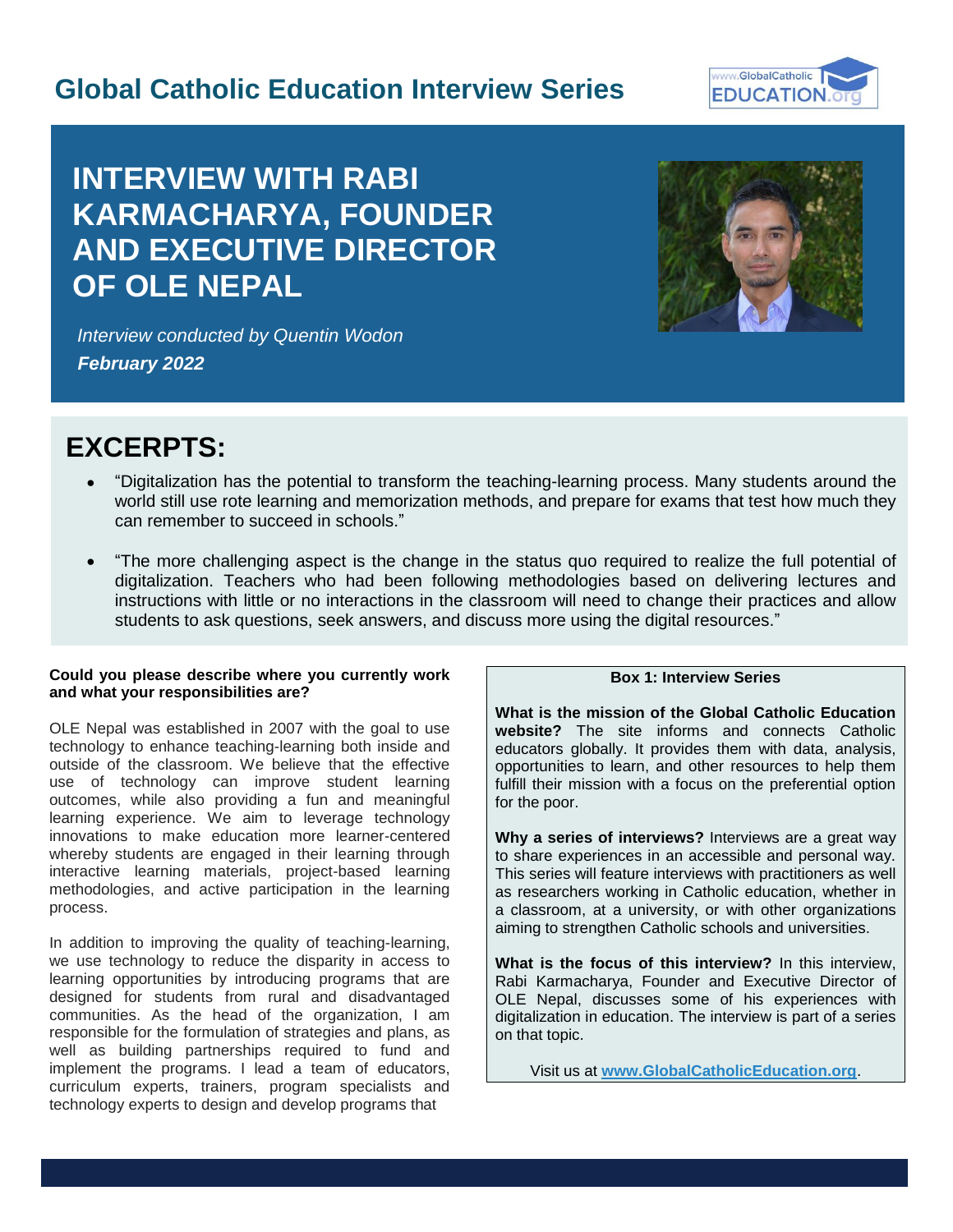# Global Catholic Education Interview Series

## INTERVIEW WITH RABI KARMACHARYA, FOUNDER AND EXECUTIVE DIRECTOR OF OLE NEPAL

*Interview conducted by Quentin Wodon*
***February 2022***

## EXCERPTS:

- "Digitalization has the potential to transform the teaching-learning process. Many students around the world still use rote learning and memorization methods, and prepare for exams that test how much they can remember to succeed in schools."

- "The more challenging aspect is the change in the status quo required to realize the full potential of digitalization. Teachers who had been following methodologies based on delivering lectures and instructions with little or no interactions in the classroom will need to change their practices and allow students to ask questions, seek answers, and discuss more using the digital resources."

**Could you please describe where you currently work and what your responsibilities are?**

OLE Nepal was established in 2007 with the goal to use technology to enhance teaching-learning both inside and outside of the classroom. We believe that the effective use of technology can improve student learning outcomes, while also providing a fun and meaningful learning experience. We aim to leverage technology innovations to make education more learner-centered whereby students are engaged in their learning through interactive learning materials, project-based learning methodologies, and active participation in the learning process.

In addition to improving the quality of teaching-learning, we use technology to reduce the disparity in access to learning opportunities by introducing programs that are designed for students from rural and disadvantaged communities. As the head of the organization, I am responsible for the formulation of strategies and plans, as well as building partnerships required to fund and implement the programs. I lead a team of educators, curriculum experts, trainers, program specialists and technology experts to design and develop programs that

**Box 1: Interview Series**

**What is the mission of the Global Catholic Education website?** The site informs and connects Catholic educators globally. It provides them with data, analysis, opportunities to learn, and other resources to help them fulfill their mission with a focus on the preferential option for the poor.

**Why a series of interviews?** Interviews are a great way to share experiences in an accessible and personal way. This series will feature interviews with practitioners as well as researchers working in Catholic education, whether in a classroom, at a university, or with other organizations aiming to strengthen Catholic schools and universities.

**What is the focus of this interview?** In this interview, Rabi Karmacharya, Founder and Executive Director of OLE Nepal, discusses some of his experiences with digitalization in education. The interview is part of a series on that topic.

Visit us at **www.GlobalCatholicEducation.org**.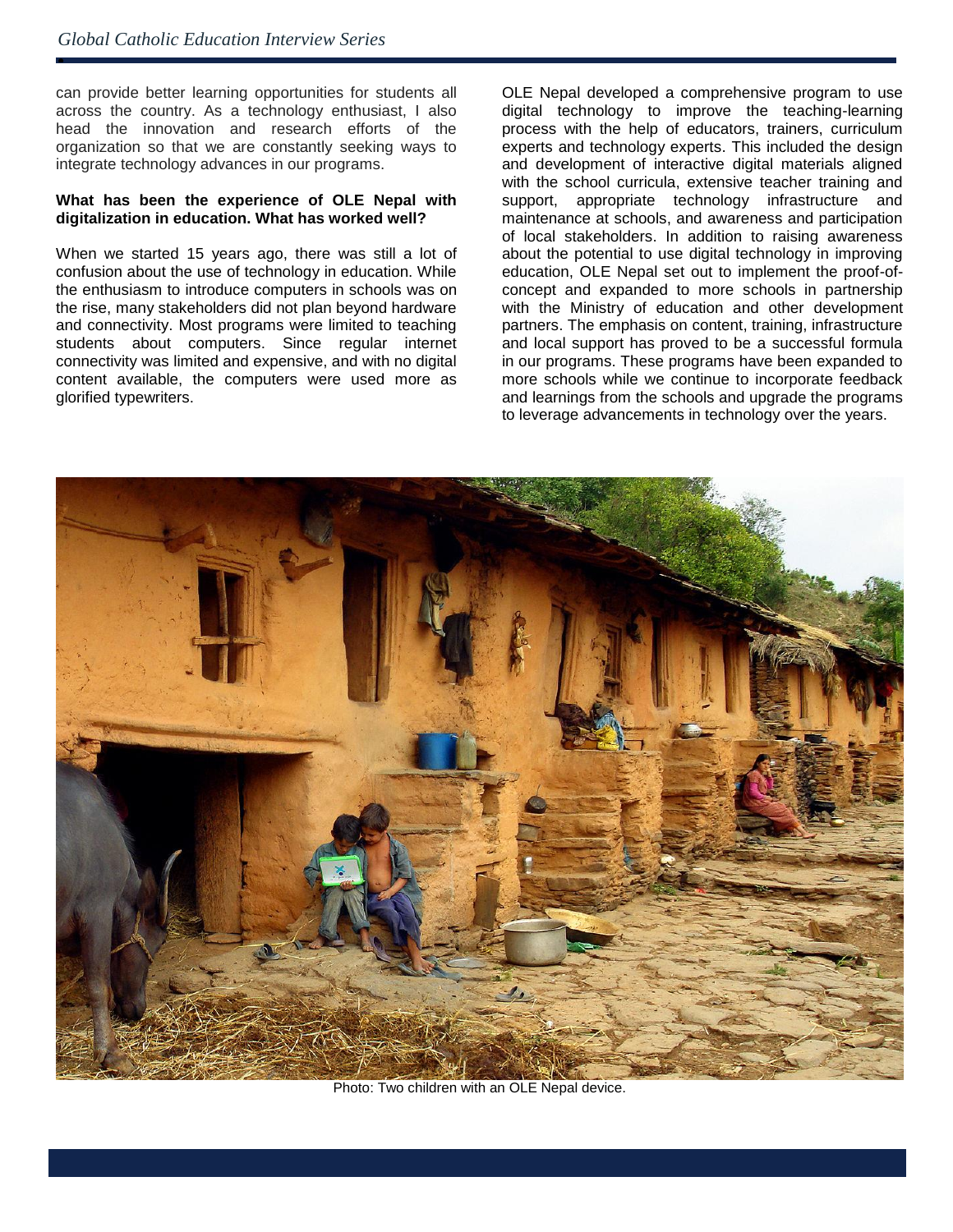can provide better learning opportunities for students all across the country. As a technology enthusiast, I also head the innovation and research efforts of the organization so that we are constantly seeking ways to integrate technology advances in our programs.

**What has been the experience of OLE Nepal with digitalization in education. What has worked well?**

When we started 15 years ago, there was still a lot of confusion about the use of technology in education. While the enthusiasm to introduce computers in schools was on the rise, many stakeholders did not plan beyond hardware and connectivity. Most programs were limited to teaching students about computers. Since regular internet connectivity was limited and expensive, and with no digital content available, the computers were used more as glorified typewriters.

OLE Nepal developed a comprehensive program to use digital technology to improve the teaching-learning process with the help of educators, trainers, curriculum experts and technology experts. This included the design and development of interactive digital materials aligned with the school curricula, extensive teacher training and support, appropriate technology infrastructure and maintenance at schools, and awareness and participation of local stakeholders. In addition to raising awareness about the potential to use digital technology in improving education, OLE Nepal set out to implement the proof-of-concept and expanded to more schools in partnership with the Ministry of education and other development partners. The emphasis on content, training, infrastructure and local support has proved to be a successful formula in our programs. These programs have been expanded to more schools while we continue to incorporate feedback and learnings from the schools and upgrade the programs to leverage advancements in technology over the years.

Photo: Two children with an OLE Nepal device.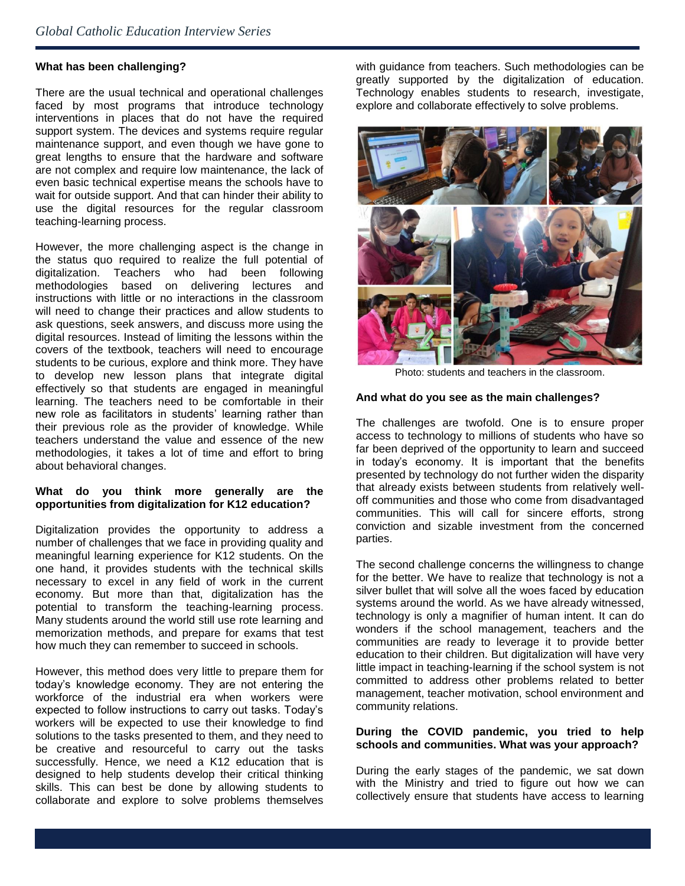**What has been challenging?**

There are the usual technical and operational challenges faced by most programs that introduce technology interventions in places that do not have the required support system. The devices and systems require regular maintenance support, and even though we have gone to great lengths to ensure that the hardware and software are not complex and require low maintenance, the lack of even basic technical expertise means the schools have to wait for outside support. And that can hinder their ability to use the digital resources for the regular classroom teaching-learning process.

However, the more challenging aspect is the change in the status quo required to realize the full potential of digitalization. Teachers who had been following methodologies based on delivering lectures and instructions with little or no interactions in the classroom will need to change their practices and allow students to ask questions, seek answers, and discuss more using the digital resources. Instead of limiting the lessons within the covers of the textbook, teachers will need to encourage students to be curious, explore and think more. They have to develop new lesson plans that integrate digital effectively so that students are engaged in meaningful learning. The teachers need to be comfortable in their new role as facilitators in students' learning rather than their previous role as the provider of knowledge. While teachers understand the value and essence of the new methodologies, it takes a lot of time and effort to bring about behavioral changes.

**What do you think more generally are the opportunities from digitalization for K12 education?**

Digitalization provides the opportunity to address a number of challenges that we face in providing quality and meaningful learning experience for K12 students. On the one hand, it provides students with the technical skills necessary to excel in any field of work in the current economy. But more than that, digitalization has the potential to transform the teaching-learning process. Many students around the world still use rote learning and memorization methods, and prepare for exams that test how much they can remember to succeed in schools.

However, this method does very little to prepare them for today's knowledge economy. They are not entering the workforce of the industrial era when workers were expected to follow instructions to carry out tasks. Today's workers will be expected to use their knowledge to find solutions to the tasks presented to them, and they need to be creative and resourceful to carry out the tasks successfully. Hence, we need a K12 education that is designed to help students develop their critical thinking skills. This can best be done by allowing students to collaborate and explore to solve problems themselves with guidance from teachers. Such methodologies can be greatly supported by the digitalization of education. Technology enables students to research, investigate, explore and collaborate effectively to solve problems.

Photo: students and teachers in the classroom.

**And what do you see as the main challenges?**

The challenges are twofold. One is to ensure proper access to technology to millions of students who have so far been deprived of the opportunity to learn and succeed in today's economy. It is important that the benefits presented by technology do not further widen the disparity that already exists between students from relatively well-off communities and those who come from disadvantaged communities. This will call for sincere efforts, strong conviction and sizable investment from the concerned parties.

The second challenge concerns the willingness to change for the better. We have to realize that technology is not a silver bullet that will solve all the woes faced by education systems around the world. As we have already witnessed, technology is only a magnifier of human intent. It can do wonders if the school management, teachers and the communities are ready to leverage it to provide better education to their children. But digitalization will have very little impact in teaching-learning if the school system is not committed to address other problems related to better management, teacher motivation, school environment and community relations.

**During the COVID pandemic, you tried to help schools and communities. What was your approach?**

During the early stages of the pandemic, we sat down with the Ministry and tried to figure out how we can collectively ensure that students have access to learning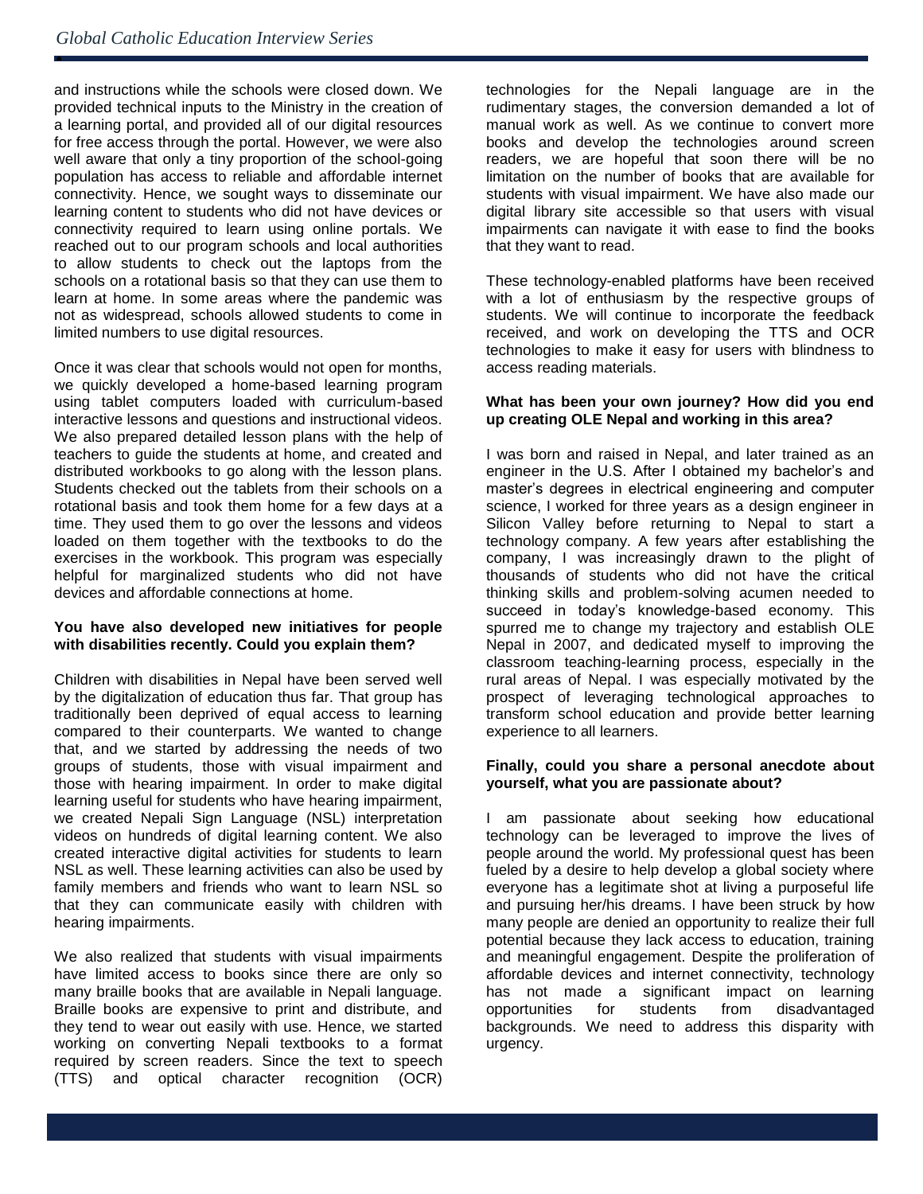and instructions while the schools were closed down. We provided technical inputs to the Ministry in the creation of a learning portal, and provided all of our digital resources for free access through the portal. However, we were also well aware that only a tiny proportion of the school-going population has access to reliable and affordable internet connectivity. Hence, we sought ways to disseminate our learning content to students who did not have devices or connectivity required to learn using online portals. We reached out to our program schools and local authorities to allow students to check out the laptops from the schools on a rotational basis so that they can use them to learn at home. In some areas where the pandemic was not as widespread, schools allowed students to come in limited numbers to use digital resources.

Once it was clear that schools would not open for months, we quickly developed a home-based learning program using tablet computers loaded with curriculum-based interactive lessons and questions and instructional videos. We also prepared detailed lesson plans with the help of teachers to guide the students at home, and created and distributed workbooks to go along with the lesson plans. Students checked out the tablets from their schools on a rotational basis and took them home for a few days at a time. They used them to go over the lessons and videos loaded on them together with the textbooks to do the exercises in the workbook. This program was especially helpful for marginalized students who did not have devices and affordable connections at home.

**You have also developed new initiatives for people with disabilities recently. Could you explain them?**

Children with disabilities in Nepal have been served well by the digitalization of education thus far. That group has traditionally been deprived of equal access to learning compared to their counterparts. We wanted to change that, and we started by addressing the needs of two groups of students, those with visual impairment and those with hearing impairment. In order to make digital learning useful for students who have hearing impairment, we created Nepali Sign Language (NSL) interpretation videos on hundreds of digital learning content. We also created interactive digital activities for students to learn NSL as well. These learning activities can also be used by family members and friends who want to learn NSL so that they can communicate easily with children with hearing impairments.

We also realized that students with visual impairments have limited access to books since there are only so many braille books that are available in Nepali language. Braille books are expensive to print and distribute, and they tend to wear out easily with use. Hence, we started working on converting Nepali textbooks to a format required by screen readers. Since the text to speech (TTS) and optical character recognition (OCR) technologies for the Nepali language are in the rudimentary stages, the conversion demanded a lot of manual work as well. As we continue to convert more books and develop the technologies around screen readers, we are hopeful that soon there will be no limitation on the number of books that are available for students with visual impairment. We have also made our digital library site accessible so that users with visual impairments can navigate it with ease to find the books that they want to read.

These technology-enabled platforms have been received with a lot of enthusiasm by the respective groups of students. We will continue to incorporate the feedback received, and work on developing the TTS and OCR technologies to make it easy for users with blindness to access reading materials.

**What has been your own journey? How did you end up creating OLE Nepal and working in this area?**

I was born and raised in Nepal, and later trained as an engineer in the U.S. After I obtained my bachelor's and master's degrees in electrical engineering and computer science, I worked for three years as a design engineer in Silicon Valley before returning to Nepal to start a technology company. A few years after establishing the company, I was increasingly drawn to the plight of thousands of students who did not have the critical thinking skills and problem-solving acumen needed to succeed in today's knowledge-based economy. This spurred me to change my trajectory and establish OLE Nepal in 2007, and dedicated myself to improving the classroom teaching-learning process, especially in the rural areas of Nepal. I was especially motivated by the prospect of leveraging technological approaches to transform school education and provide better learning experience to all learners.

**Finally, could you share a personal anecdote about yourself, what you are passionate about?**

I am passionate about seeking how educational technology can be leveraged to improve the lives of people around the world. My professional quest has been fueled by a desire to help develop a global society where everyone has a legitimate shot at living a purposeful life and pursuing her/his dreams. I have been struck by how many people are denied an opportunity to realize their full potential because they lack access to education, training and meaningful engagement. Despite the proliferation of affordable devices and internet connectivity, technology has not made a significant impact on learning opportunities for students from disadvantaged backgrounds. We need to address this disparity with urgency.